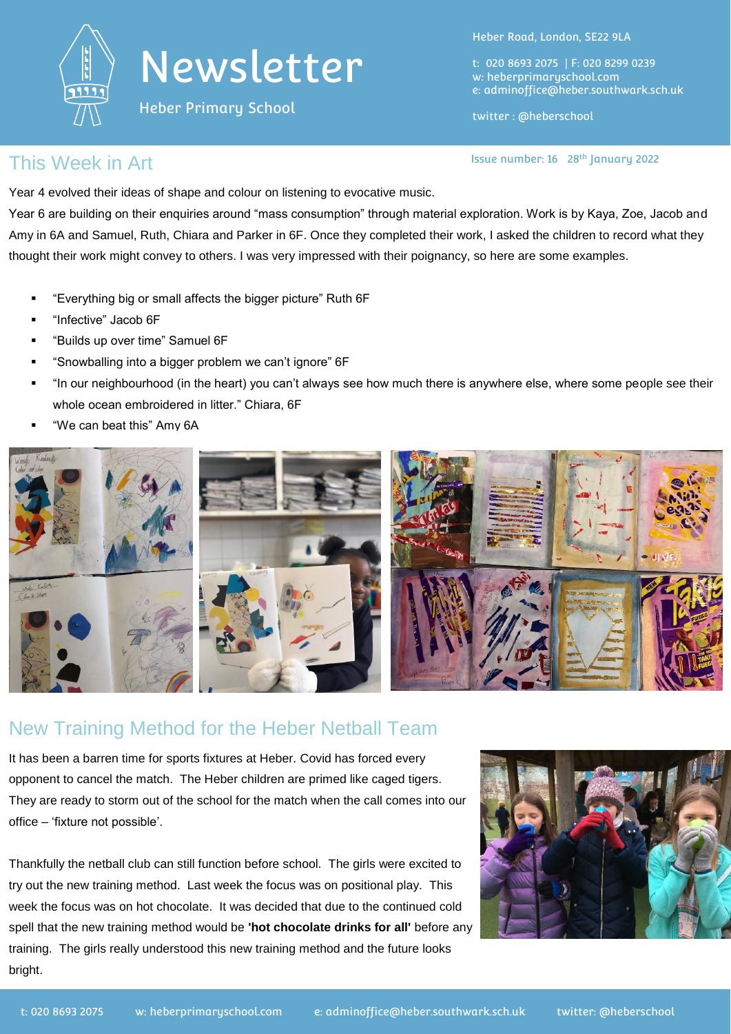# Newsletter

Heber Primary School

Heber Road, London, SE22 9LA

t: 020 8693 2075 | F: 020 8299 0239
w: heberprimaryschool.com
e: adminoffice@heber.southwark.sch.uk

twitter : @heberschool

Issue number: 16   28th January 2022

## This Week in Art

Year 4 evolved their ideas of shape and colour on listening to evocative music.

Year 6 are building on their enquiries around "mass consumption" through material exploration. Work is by Kaya, Zoe, Jacob and Amy in 6A and Samuel, Ruth, Chiara and Parker in 6F. Once they completed their work, I asked the children to record what they thought their work might convey to others. I was very impressed with their poignancy, so here are some examples.

- "Everything big or small affects the bigger picture" Ruth 6F
- "Infective" Jacob 6F
- "Builds up over time" Samuel 6F
- "Snowballing into a bigger problem we can't ignore" 6F
- "In our neighbourhood (in the heart) you can't always see how much there is anywhere else, where some people see their whole ocean embroidered in litter." Chiara, 6F
- "We can beat this" Amy 6A

## New Training Method for the Heber Netball Team

It has been a barren time for sports fixtures at Heber. Covid has forced every opponent to cancel the match. The Heber children are primed like caged tigers. They are ready to storm out of the school for the match when the call comes into our office – 'fixture not possible'.

Thankfully the netball club can still function before school. The girls were excited to try out the new training method. Last week the focus was on positional play. This week the focus was on hot chocolate. It was decided that due to the continued cold spell that the new training method would be **'hot chocolate drinks for all'** before any training. The girls really understood this new training method and the future looks bright.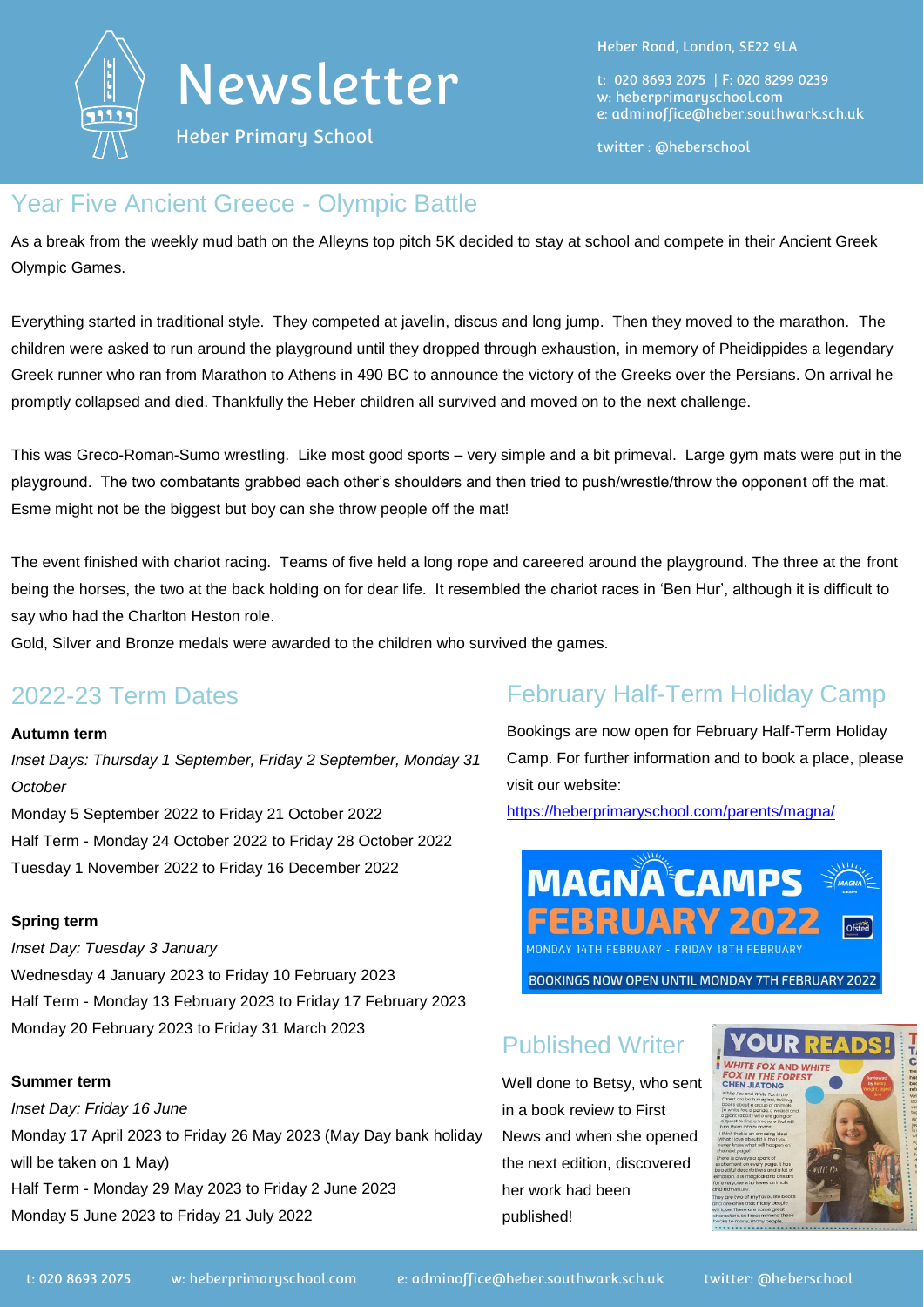# Newsletter

Heber Primary School

Heber Road, London, SE22 9LA

t: 020 8693 2075 | F: 020 8299 0239
w: heberprimaryschool.com
e: adminoffice@heber.southwark.sch.uk

twitter : @heberschool

## Year Five Ancient Greece - Olympic Battle

As a break from the weekly mud bath on the Alleyns top pitch 5K decided to stay at school and compete in their Ancient Greek Olympic Games.

Everything started in traditional style. They competed at javelin, discus and long jump. Then they moved to the marathon. The children were asked to run around the playground until they dropped through exhaustion, in memory of Pheidippides a legendary Greek runner who ran from Marathon to Athens in 490 BC to announce the victory of the Greeks over the Persians. On arrival he promptly collapsed and died. Thankfully the Heber children all survived and moved on to the next challenge.

This was Greco-Roman-Sumo wrestling. Like most good sports – very simple and a bit primeval. Large gym mats were put in the playground. The two combatants grabbed each other's shoulders and then tried to push/wrestle/throw the opponent off the mat. Esme might not be the biggest but boy can she throw people off the mat!

The event finished with chariot racing. Teams of five held a long rope and careered around the playground. The three at the front being the horses, the two at the back holding on for dear life. It resembled the chariot races in 'Ben Hur', although it is difficult to say who had the Charlton Heston role.
Gold, Silver and Bronze medals were awarded to the children who survived the games.

## 2022-23 Term Dates

**Autumn term**
*Inset Days: Thursday 1 September, Friday 2 September, Monday 31 October*
Monday 5 September 2022 to Friday 21 October 2022
Half Term - Monday 24 October 2022 to Friday 28 October 2022
Tuesday 1 November 2022 to Friday 16 December 2022

**Spring term**
*Inset Day: Tuesday 3 January*
Wednesday 4 January 2023 to Friday 10 February 2023
Half Term - Monday 13 February 2023 to Friday 17 February 2023
Monday 20 February 2023 to Friday 31 March 2023

**Summer term**
*Inset Day: Friday 16 June*
Monday 17 April 2023 to Friday 26 May 2023 (May Day bank holiday will be taken on 1 May)
Half Term - Monday 29 May 2023 to Friday 2 June 2023
Monday 5 June 2023 to Friday 21 July 2022

## February Half-Term Holiday Camp

Bookings are now open for February Half-Term Holiday Camp. For further information and to book a place, please visit our website:
https://heberprimaryschool.com/parents/magna/

MAGNA CAMPS
FEBRUARY 2022
MONDAY 14TH FEBRUARY - FRIDAY 18TH FEBRUARY
BOOKINGS NOW OPEN UNTIL MONDAY 7TH FEBRUARY 2022

## Published Writer

Well done to Betsy, who sent in a book review to First News and when she opened the next edition, discovered her work had been published!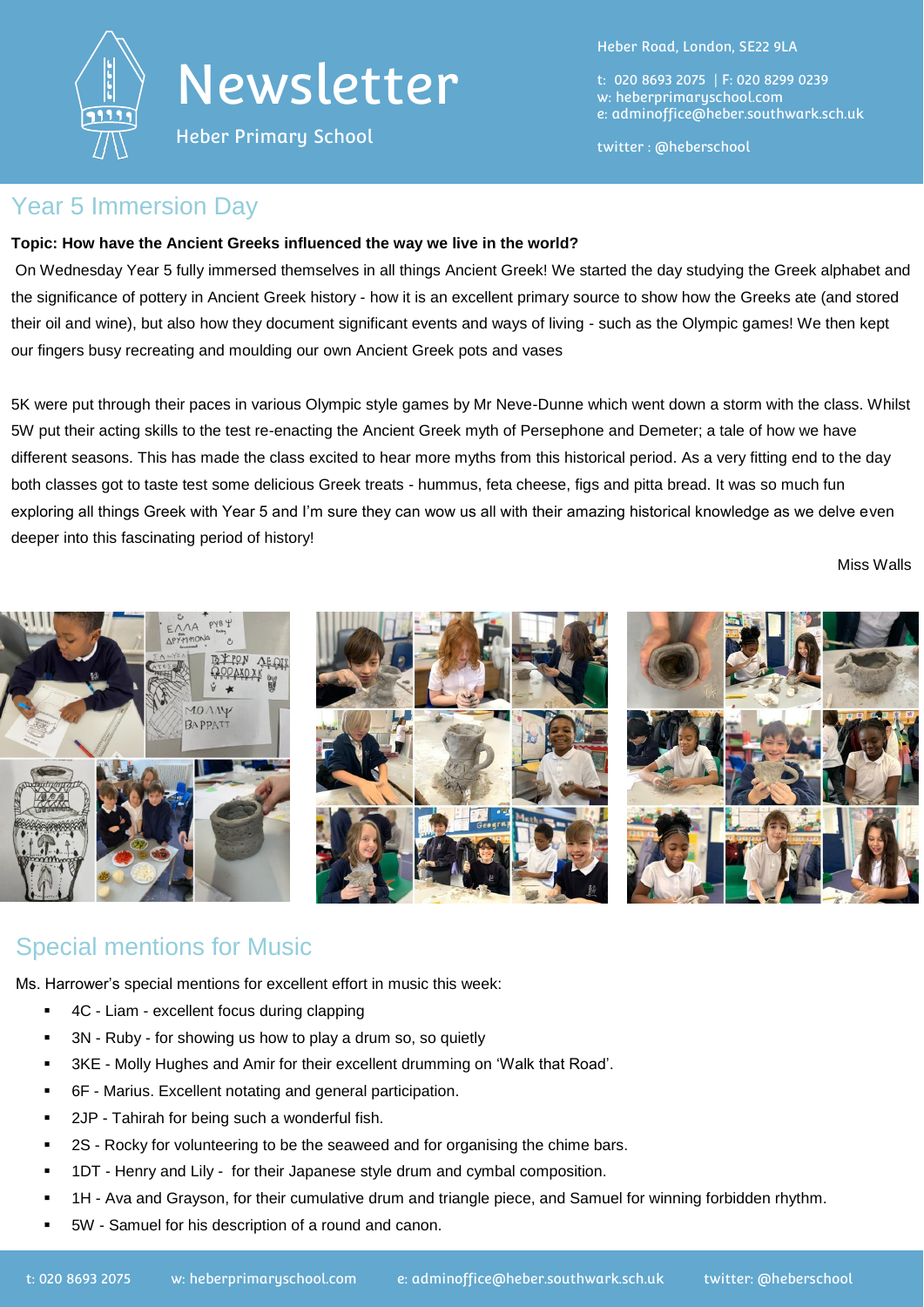## Year 5 Immersion Day

**Topic: How have the Ancient Greeks influenced the way we live in the world?**

On Wednesday Year 5 fully immersed themselves in all things Ancient Greek! We started the day studying the Greek alphabet and the significance of pottery in Ancient Greek history - how it is an excellent primary source to show how the Greeks ate (and stored their oil and wine), but also how they document significant events and ways of living - such as the Olympic games! We then kept our fingers busy recreating and moulding our own Ancient Greek pots and vases

5K were put through their paces in various Olympic style games by Mr Neve-Dunne which went down a storm with the class. Whilst 5W put their acting skills to the test re-enacting the Ancient Greek myth of Persephone and Demeter; a tale of how we have different seasons. This has made the class excited to hear more myths from this historical period. As a very fitting end to the day both classes got to taste test some delicious Greek treats - hummus, feta cheese, figs and pitta bread. It was so much fun exploring all things Greek with Year 5 and I'm sure they can wow us all with their amazing historical knowledge as we delve even deeper into this fascinating period of history!

Miss Walls

## Special mentions for Music

Ms. Harrower's special mentions for excellent effort in music this week:

- 4C - Liam - excellent focus during clapping
- 3N - Ruby - for showing us how to play a drum so, so quietly
- 3KE - Molly Hughes and Amir for their excellent drumming on 'Walk that Road'.
- 6F - Marius. Excellent notating and general participation.
- 2JP - Tahirah for being such a wonderful fish.
- 2S - Rocky for volunteering to be the seaweed and for organising the chime bars.
- 1DT - Henry and Lily - for their Japanese style drum and cymbal composition.
- 1H - Ava and Grayson, for their cumulative drum and triangle piece, and Samuel for winning forbidden rhythm.
- 5W - Samuel for his description of a round and canon.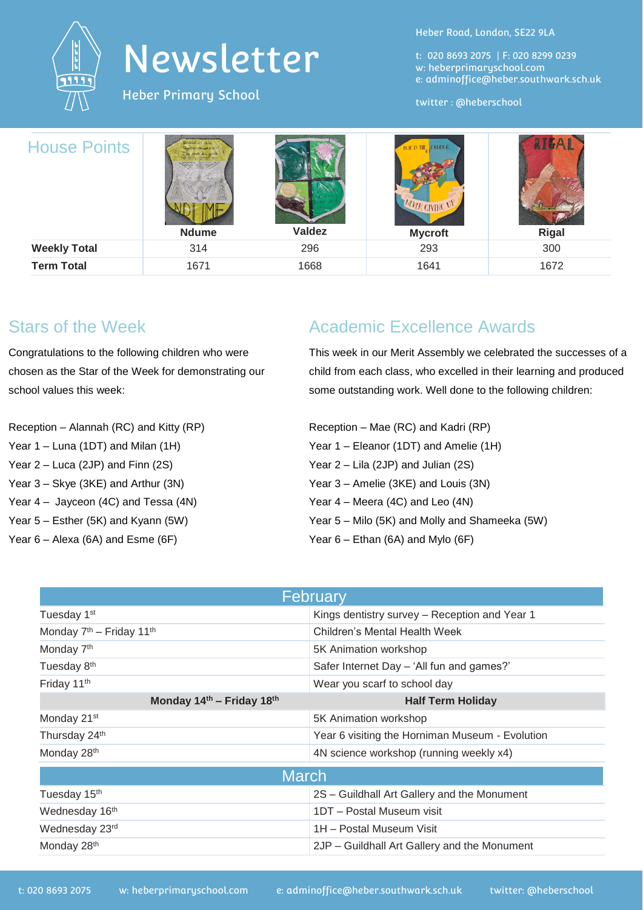# Newsletter

Heber Primary School

Heber Road, London, SE22 9LA

t: 020 8693 2075 | F: 020 8299 0239
w: heberprimaryschool.com
e: adminoffice@heber.southwark.sch.uk

twitter : @heberschool

## House Points

| | Ndume | Valdez | Mycroft | Rigal |
|---|---|---|---|---|
| **Weekly Total** | 314 | 296 | 293 | 300 |
| **Term Total** | 1671 | 1668 | 1641 | 1672 |

## Stars of the Week

Congratulations to the following children who were chosen as the Star of the Week for demonstrating our school values this week:

Reception – Alannah (RC) and Kitty (RP)
Year 1 – Luna (1DT) and Milan (1H)
Year 2 – Luca (2JP) and Finn (2S)
Year 3 – Skye (3KE) and Arthur (3N)
Year 4 – Jayceon (4C) and Tessa (4N)
Year 5 – Esther (5K) and Kyann (5W)
Year 6 – Alexa (6A) and Esme (6F)

## Academic Excellence Awards

This week in our Merit Assembly we celebrated the successes of a child from each class, who excelled in their learning and produced some outstanding work. Well done to the following children:

Reception – Mae (RC) and Kadri (RP)
Year 1 – Eleanor (1DT) and Amelie (1H)
Year 2 – Lila (2JP) and Julian (2S)
Year 3 – Amelie (3KE) and Louis (3N)
Year 4 – Meera (4C) and Leo (4N)
Year 5 – Milo (5K) and Molly and Shameeka (5W)
Year 6 – Ethan (6A) and Mylo (6F)

| February | |
|---|---|
| Tuesday 1st | Kings dentistry survey – Reception and Year 1 |
| Monday 7th – Friday 11th | Children's Mental Health Week |
| Monday 7th | 5K Animation workshop |
| Tuesday 8th | Safer Internet Day – 'All fun and games?' |
| Friday 11th | Wear you scarf to school day |
| **Monday 14th – Friday 18th** | **Half Term Holiday** |
| Monday 21st | 5K Animation workshop |
| Thursday 24th | Year 6 visiting the Horniman Museum - Evolution |
| Monday 28th | 4N science workshop (running weekly x4) |

| March | |
|---|---|
| Tuesday 15th | 2S – Guildhall Art Gallery and the Monument |
| Wednesday 16th | 1DT – Postal Museum visit |
| Wednesday 23rd | 1H – Postal Museum Visit |
| Monday 28th | 2JP – Guildhall Art Gallery and the Monument |